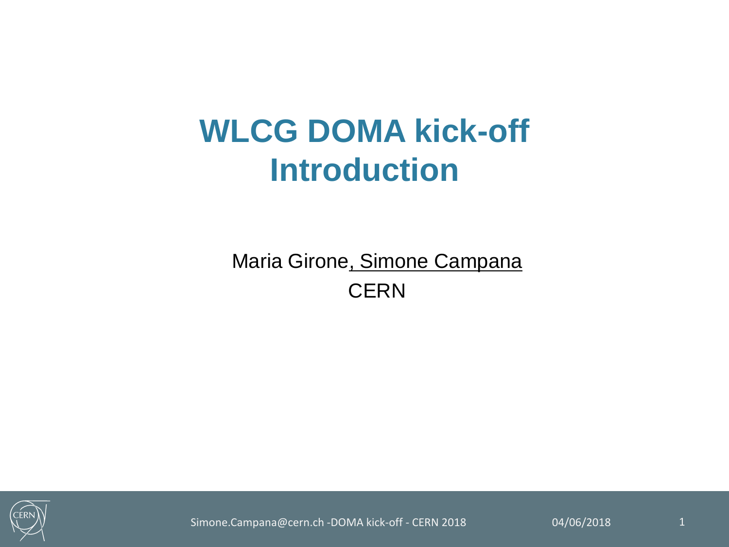# WLCG DOMA kick-off Introduction

Maria Girone, Simone Campana

CERN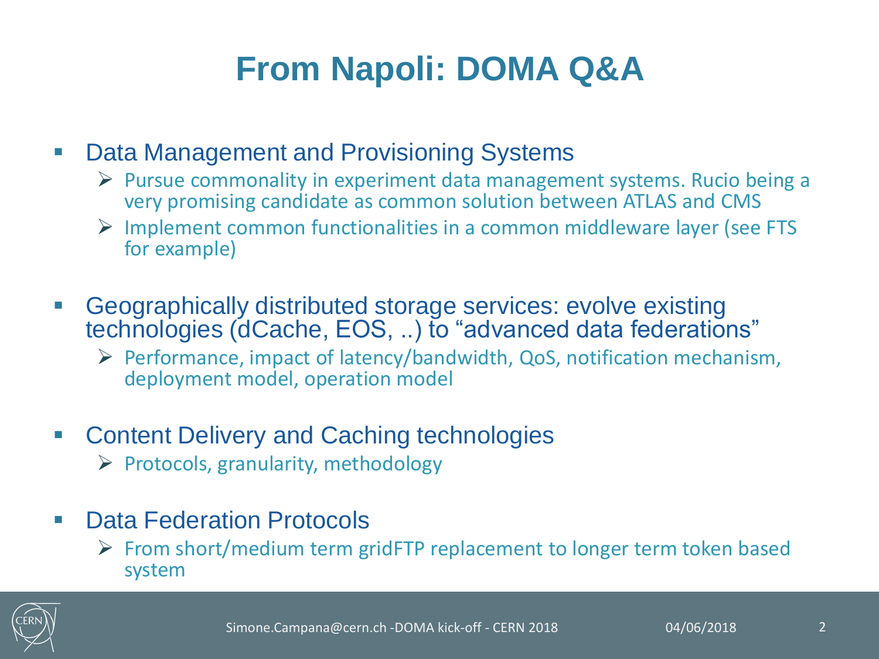# From Napoli: DOMA Q&A

- Data Management and Provisioning Systems
  - Pursue commonality in experiment data management systems. Rucio being a very promising candidate as common solution between ATLAS and CMS
  - Implement common functionalities in a common middleware layer (see FTS for example)

- Geographically distributed storage services: evolve existing technologies (dCache, EOS, ..) to "advanced data federations"
  - Performance, impact of latency/bandwidth, QoS, notification mechanism, deployment model, operation model

- Content Delivery and Caching technologies
  - Protocols, granularity, methodology

- Data Federation Protocols
  - From short/medium term gridFTP replacement to longer term token based system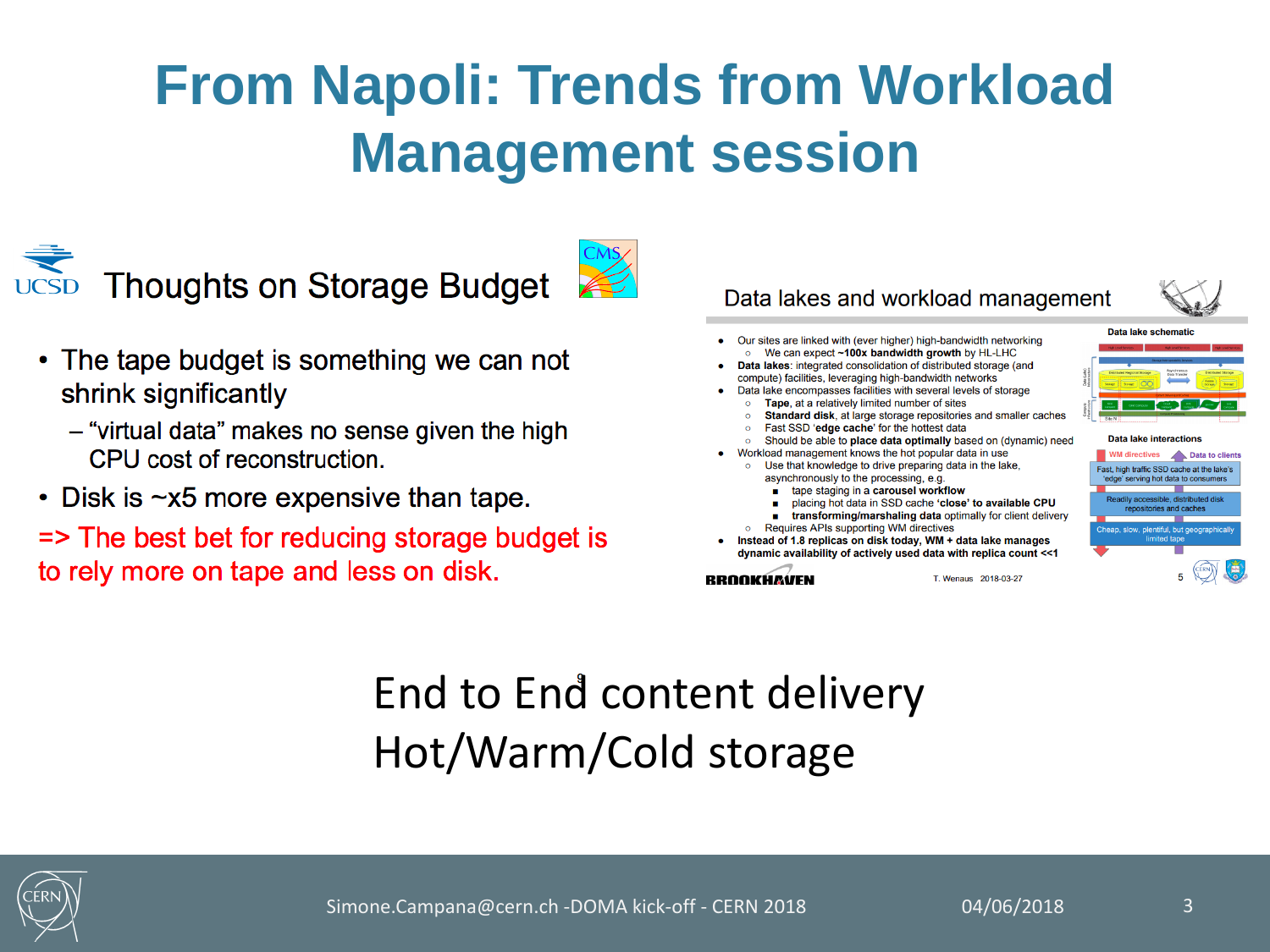# From Napoli: Trends from Workload Management session

## Thoughts on Storage Budget

- The tape budget is something we can not shrink significantly
  - "virtual data" makes no sense given the high CPU cost of reconstruction.
- Disk is ~x5 more expensive than tape.

=> The best bet for reducing storage budget is to rely more on tape and less on disk.

## Data lakes and workload management

- Our sites are linked with (ever higher) high-bandwidth networking
  - We can expect **~100x bandwidth growth** by HL-LHC
- **Data lakes**: integrated consolidation of distributed storage (and compute) facilities, leveraging high-bandwidth networks
- Data lake encompasses facilities with several levels of storage
  - **Tape**, at a relatively limited number of sites
  - **Standard disk**, at large storage repositories and smaller caches
  - Fast SSD '**edge cache**' for the hottest data
  - Should be able to **place data optimally** based on (dynamic) need
- Workload management knows the hot popular data in use
  - Use that knowledge to drive preparing data in the lake, asynchronously to the processing, e.g.
    - tape staging in a **carousel workflow**
    - placing hot data in SSD cache **'close' to available CPU**
    - **transforming/marshaling data** optimally for client delivery
  - Requires APIs supporting WM directives
- **Instead of 1.8 replicas on disk today, WM + data lake manages dynamic availability of actively used data with replica count <<1**

Data lake schematic

Data lake interactions

WM directives — Data to clients

- Fast, high traffic SSD cache at the lake's 'edge' serving hot data to consumers
- Readily accessible, distributed disk repositories and caches
- Cheap, slow, plentiful, but geographically limited tape

T. Wenaus 2018-03-27

End to End content delivery

Hot/Warm/Cold storage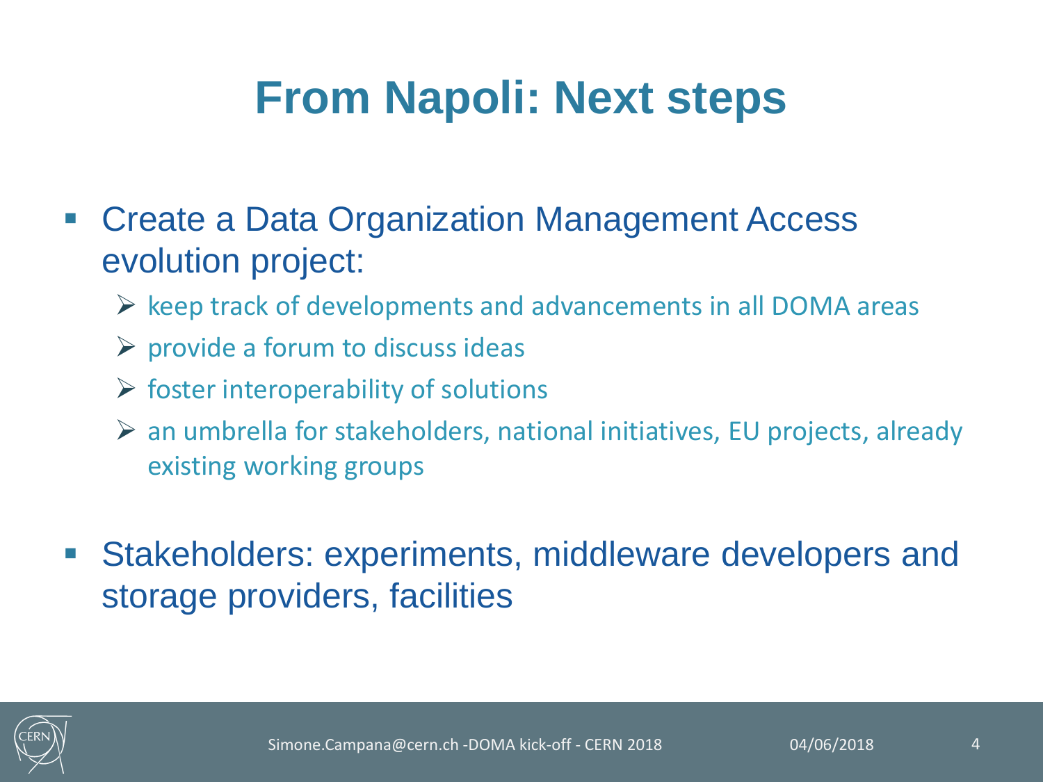# From Napoli: Next steps

- Create a Data Organization Management Access evolution project:
  - keep track of developments and advancements in all DOMA areas
  - provide a forum to discuss ideas
  - foster interoperability of solutions
  - an umbrella for stakeholders, national initiatives, EU projects, already existing working groups
- Stakeholders: experiments, middleware developers and storage providers, facilities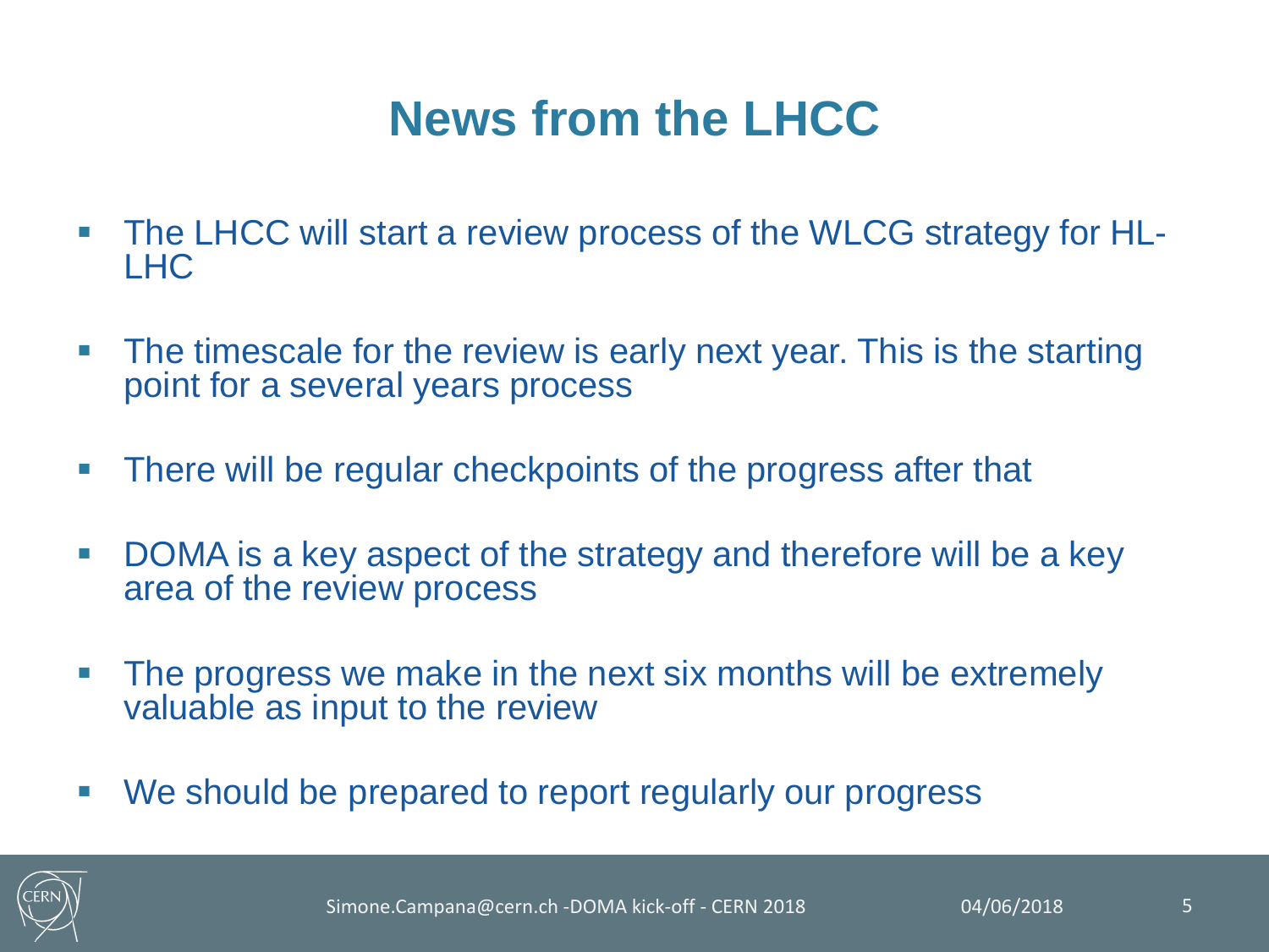# News from the LHCC

- The LHCC will start a review process of the WLCG strategy for HL-LHC
- The timescale for the review is early next year. This is the starting point for a several years process
- There will be regular checkpoints of the progress after that
- DOMA is a key aspect of the strategy and therefore will be a key area of the review process
- The progress we make in the next six months will be extremely valuable as input to the review
- We should be prepared to report regularly our progress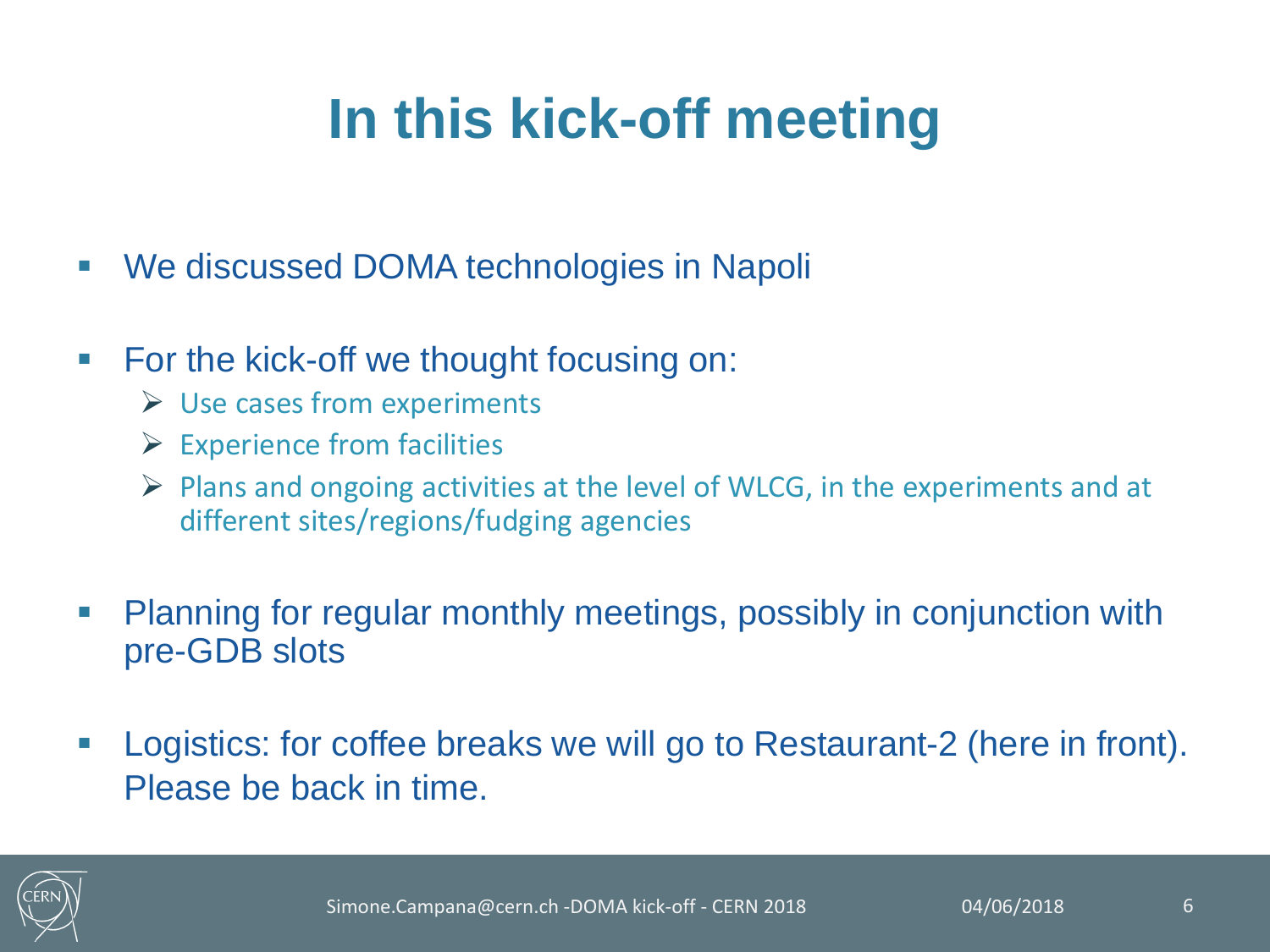# In this kick-off meeting

- We discussed DOMA technologies in Napoli
- For the kick-off we thought focusing on:
  - Use cases from experiments
  - Experience from facilities
  - Plans and ongoing activities at the level of WLCG, in the experiments and at different sites/regions/fudging agencies
- Planning for regular monthly meetings, possibly in conjunction with pre-GDB slots
- Logistics: for coffee breaks we will go to Restaurant-2 (here in front). Please be back in time.